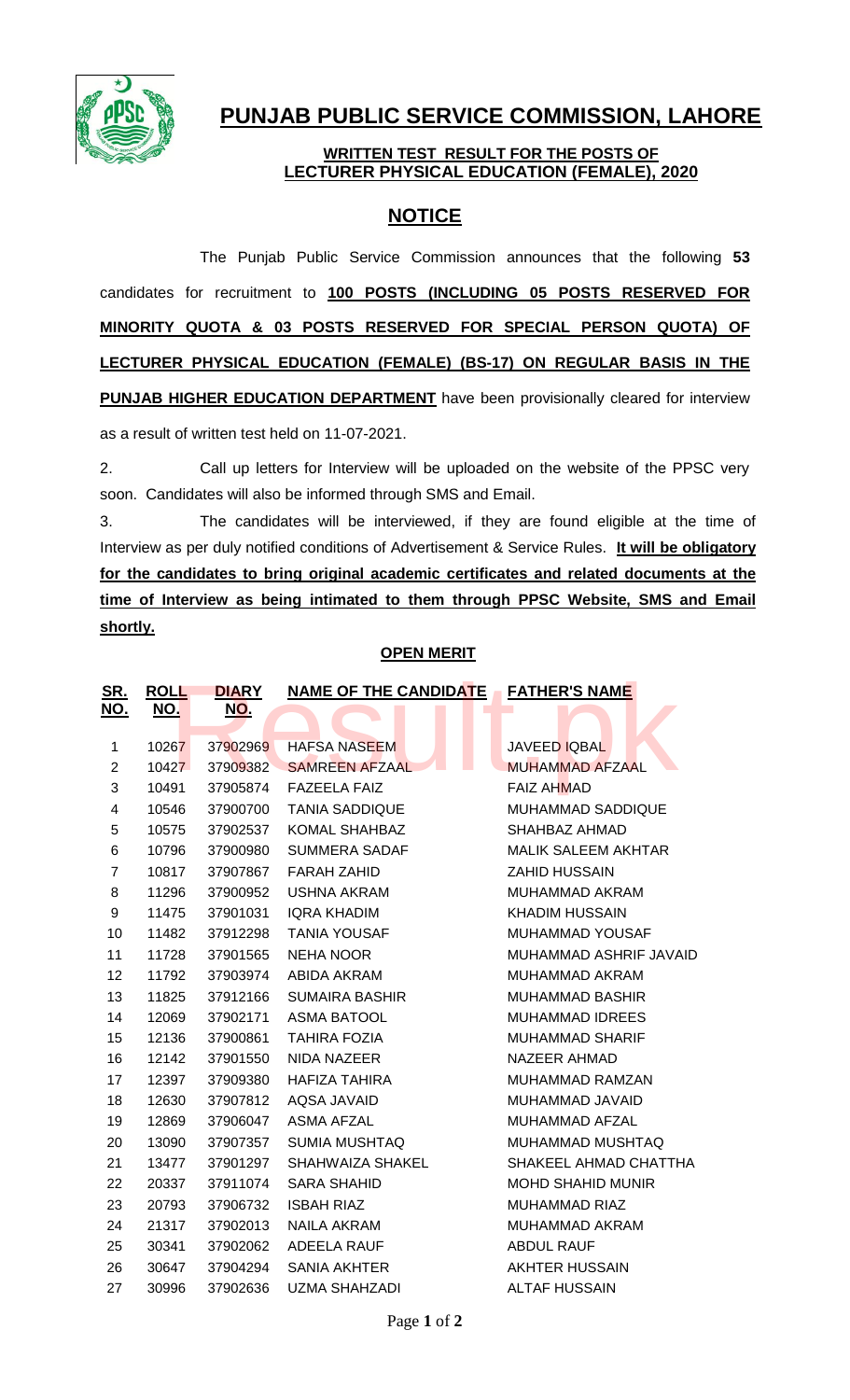# PUNJAB PUBLIC SERVICE COMMISSION, LAHORE

**WRITTEN TEST RESULT FOR THE POSTS OF LECTURER PHYSICAL EDUCATION (FEMALE), 2020**

## NOTICE

The Punjab Public Service Commission announces that the following **53** candidates for recruitment to **100 POSTS (INCLUDING 05 POSTS RESERVED FOR MINORITY QUOTA & 03 POSTS RESERVED FOR SPECIAL PERSON QUOTA) OF LECTURER PHYSICAL EDUCATION (FEMALE) (BS-17) ON REGULAR BASIS IN THE PUNJAB HIGHER EDUCATION DEPARTMENT** have been provisionally cleared for interview as a result of written test held on 11-07-2021.

2. Call up letters for Interview will be uploaded on the website of the PPSC very soon. Candidates will also be informed through SMS and Email.

3. The candidates will be interviewed, if they are found eligible at the time of Interview as per duly notified conditions of Advertisement & Service Rules. **It will be obligatory for the candidates to bring original academic certificates and related documents at the time of Interview as being intimated to them through PPSC Website, SMS and Email shortly.**

**OPEN MERIT**

| SR. NO. | ROLL NO. | DIARY NO. | NAME OF THE CANDIDATE | FATHER'S NAME |
|---|---|---|---|---|
| 1 | 10267 | 37902969 | HAFSA NASEEM | JAVEED IQBAL |
| 2 | 10427 | 37909382 | SAMREEN AFZAAL | MUHAMMAD AFZAAL |
| 3 | 10491 | 37905874 | FAZEELA FAIZ | FAIZ AHMAD |
| 4 | 10546 | 37900700 | TANIA SADDIQUE | MUHAMMAD SADDIQUE |
| 5 | 10575 | 37902537 | KOMAL SHAHBAZ | SHAHBAZ AHMAD |
| 6 | 10796 | 37900980 | SUMMERA SADAF | MALIK SALEEM AKHTAR |
| 7 | 10817 | 37907867 | FARAH ZAHID | ZAHID HUSSAIN |
| 8 | 11296 | 37900952 | USHNA AKRAM | MUHAMMAD AKRAM |
| 9 | 11475 | 37901031 | IQRA KHADIM | KHADIM HUSSAIN |
| 10 | 11482 | 37912298 | TANIA YOUSAF | MUHAMMAD YOUSAF |
| 11 | 11728 | 37901565 | NEHA NOOR | MUHAMMAD ASHRIF JAVAID |
| 12 | 11792 | 37903974 | ABIDA AKRAM | MUHAMMAD AKRAM |
| 13 | 11825 | 37912166 | SUMAIRA BASHIR | MUHAMMAD BASHIR |
| 14 | 12069 | 37902171 | ASMA BATOOL | MUHAMMAD IDREES |
| 15 | 12136 | 37900861 | TAHIRA FOZIA | MUHAMMAD SHARIF |
| 16 | 12142 | 37901550 | NIDA NAZEER | NAZEER AHMAD |
| 17 | 12397 | 37909380 | HAFIZA TAHIRA | MUHAMMAD RAMZAN |
| 18 | 12630 | 37907812 | AQSA JAVAID | MUHAMMAD JAVAID |
| 19 | 12869 | 37906047 | ASMA AFZAL | MUHAMMAD AFZAL |
| 20 | 13090 | 37907357 | SUMIA MUSHTAQ | MUHAMMAD MUSHTAQ |
| 21 | 13477 | 37901297 | SHAHWAIZA SHAKEL | SHAKEEL AHMAD CHATTHA |
| 22 | 20337 | 37911074 | SARA SHAHID | MOHD SHAHID MUNIR |
| 23 | 20793 | 37906732 | ISBAH RIAZ | MUHAMMAD RIAZ |
| 24 | 21317 | 37902013 | NAILA AKRAM | MUHAMMAD AKRAM |
| 25 | 30341 | 37902062 | ADEELA RAUF | ABDUL RAUF |
| 26 | 30647 | 37904294 | SANIA AKHTER | AKHTER HUSSAIN |
| 27 | 30996 | 37902636 | UZMA SHAHZADI | ALTAF HUSSAIN |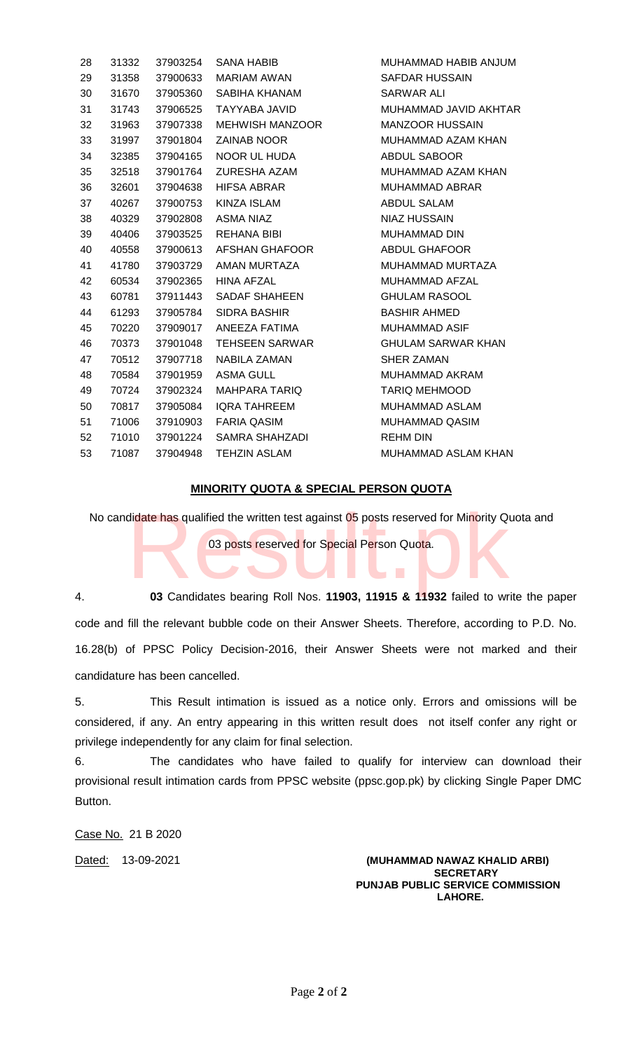| | | | | |
|---|---|---|---|---|
| 28 | 31332 | 37903254 | SANA HABIB | MUHAMMAD HABIB ANJUM |
| 29 | 31358 | 37900633 | MARIAM AWAN | SAFDAR HUSSAIN |
| 30 | 31670 | 37905360 | SABIHA KHANAM | SARWAR ALI |
| 31 | 31743 | 37906525 | TAYYABA JAVID | MUHAMMAD JAVID AKHTAR |
| 32 | 31963 | 37907338 | MEHWISH MANZOOR | MANZOOR HUSSAIN |
| 33 | 31997 | 37901804 | ZAINAB NOOR | MUHAMMAD AZAM KHAN |
| 34 | 32385 | 37904165 | NOOR UL HUDA | ABDUL SABOOR |
| 35 | 32518 | 37901764 | ZURESHA AZAM | MUHAMMAD AZAM KHAN |
| 36 | 32601 | 37904638 | HIFSA ABRAR | MUHAMMAD ABRAR |
| 37 | 40267 | 37900753 | KINZA ISLAM | ABDUL SALAM |
| 38 | 40329 | 37902808 | ASMA NIAZ | NIAZ HUSSAIN |
| 39 | 40406 | 37903525 | REHANA BIBI | MUHAMMAD DIN |
| 40 | 40558 | 37900613 | AFSHAN GHAFOOR | ABDUL GHAFOOR |
| 41 | 41780 | 37903729 | AMAN MURTAZA | MUHAMMAD MURTAZA |
| 42 | 60534 | 37902365 | HINA AFZAL | MUHAMMAD AFZAL |
| 43 | 60781 | 37911443 | SADAF SHAHEEN | GHULAM RASOOL |
| 44 | 61293 | 37905784 | SIDRA BASHIR | BASHIR AHMED |
| 45 | 70220 | 37909017 | ANEEZA FATIMA | MUHAMMAD ASIF |
| 46 | 70373 | 37901048 | TEHSEEN SARWAR | GHULAM SARWAR KHAN |
| 47 | 70512 | 37907718 | NABILA ZAMAN | SHER ZAMAN |
| 48 | 70584 | 37901959 | ASMA GULL | MUHAMMAD AKRAM |
| 49 | 70724 | 37902324 | MAHPARA TARIQ | TARIQ MEHMOOD |
| 50 | 70817 | 37905084 | IQRA TAHREEM | MUHAMMAD ASLAM |
| 51 | 71006 | 37910903 | FARIA QASIM | MUHAMMAD QASIM |
| 52 | 71010 | 37901224 | SAMRA SHAHZADI | REHM DIN |
| 53 | 71087 | 37904948 | TEHZIN ASLAM | MUHAMMAD ASLAM KHAN |

**MINORITY QUOTA & SPECIAL PERSON QUOTA**

No candidate has qualified the written test against 05 posts reserved for Minority Quota and 03 posts reserved for Special Person Quota.

4. **03** Candidates bearing Roll Nos. **11903, 11915 & 11932** failed to write the paper code and fill the relevant bubble code on their Answer Sheets. Therefore, according to P.D. No. 16.28(b) of PPSC Policy Decision-2016, their Answer Sheets were not marked and their candidature has been cancelled.

5. This Result intimation is issued as a notice only. Errors and omissions will be considered, if any. An entry appearing in this written result does not itself confer any right or privilege independently for any claim for final selection.

6. The candidates who have failed to qualify for interview can download their provisional result intimation cards from PPSC website (ppsc.gop.pk) by clicking Single Paper DMC Button.

Case No. 21 B 2020

Dated: 13-09-2021

**(MUHAMMAD NAWAZ KHALID ARBI)**
**SECRETARY**
**PUNJAB PUBLIC SERVICE COMMISSION**
**LAHORE.**